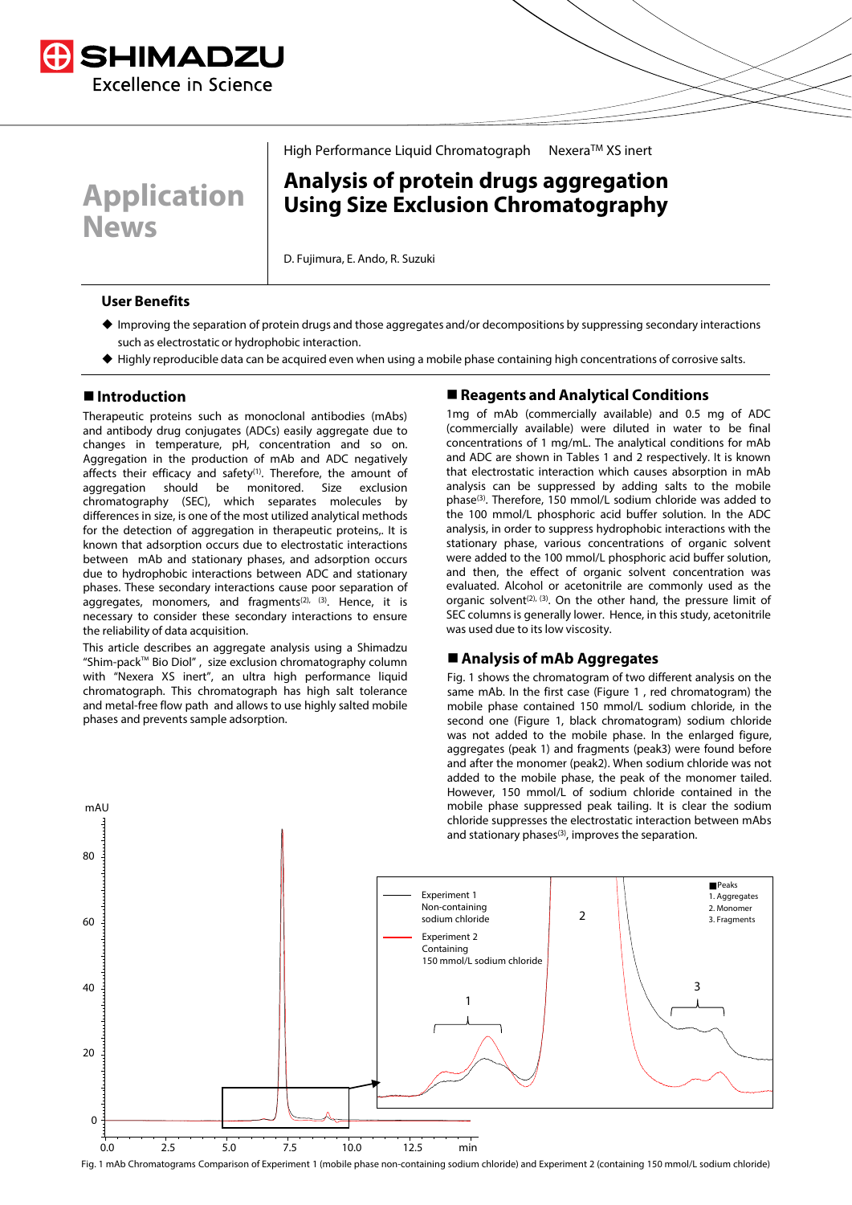High Performance Liquid Chromatograph Nexera™ XS inert

Application News

# Analysis of protein drugs aggregation Using Size Exclusion Chromatography

D. Fujimura, E. Ando, R. Suzuki

## User Benefits

- Improving the separation of protein drugs and those aggregates and/or decompositions by suppressing secondary interactions such as electrostatic or hydrophobic interaction.
- Highly reproducible data can be acquired even when using a mobile phase containing high concentrations of corrosive salts.

## Introduction

Therapeutic proteins such as monoclonal antibodies (mAbs) and antibody drug conjugates (ADCs) easily aggregate due to changes in temperature, pH, concentration and so on. Aggregation in the production of mAb and ADC negatively affects their efficacy and safety[1]. Therefore, the amount of aggregation should be monitored. Size exclusion chromatography (SEC), which separates molecules by differences in size, is one of the most utilized analytical methods for the detection of aggregation in therapeutic proteins,. It is known that adsorption occurs due to electrostatic interactions between mAb and stationary phases, and adsorption occurs due to hydrophobic interactions between ADC and stationary phases. These secondary interactions cause poor separation of aggregates, monomers, and fragments[2, 3]. Hence, it is necessary to consider these secondary interactions to ensure the reliability of data acquisition.

This article describes an aggregate analysis using a Shimadzu "Shim-pack™ Bio Diol", size exclusion chromatography column with "Nexera XS inert", an ultra high performance liquid chromatograph. This chromatograph has high salt tolerance and metal-free flow path and allows to use highly salted mobile phases and prevents sample adsorption.

## Reagents and Analytical Conditions

1mg of mAb (commercially available) and 0.5 mg of ADC (commercially available) were diluted in water to be final concentrations of 1 mg/mL. The analytical conditions for mAb and ADC are shown in Tables 1 and 2 respectively. It is known that electrostatic interaction which causes absorption in mAb analysis can be suppressed by adding salts to the mobile phase[3]. Therefore, 150 mmol/L sodium chloride was added to the 100 mmol/L phosphoric acid buffer solution. In the ADC analysis, in order to suppress hydrophobic interactions with the stationary phase, various concentrations of organic solvent were added to the 100 mmol/L phosphoric acid buffer solution, and then, the effect of organic solvent concentration was evaluated. Alcohol or acetonitrile are commonly used as the organic solvent[2, 3]. On the other hand, the pressure limit of SEC columns is generally lower. Hence, in this study, acetonitrile was used due to its low viscosity.

## Analysis of mAb Aggregates

Fig. 1 shows the chromatogram of two different analysis on the same mAb. In the first case (Figure 1 , red chromatogram) the mobile phase contained 150 mmol/L sodium chloride, in the second one (Figure 1, black chromatogram) sodium chloride was not added to the mobile phase. In the enlarged figure, aggregates (peak 1) and fragments (peak3) were found before and after the monomer (peak2). When sodium chloride was not added to the mobile phase, the peak of the monomer tailed. However, 150 mmol/L of sodium chloride contained in the mobile phase suppressed peak tailing. It is clear the sodium chloride suppresses the electrostatic interaction between mAbs and stationary phases[3], improves the separation.

Fig. 1 mAb Chromatograms Comparison of Experiment 1 (mobile phase non-containing sodium chloride) and Experiment 2 (containing 150 mmol/L sodium chloride)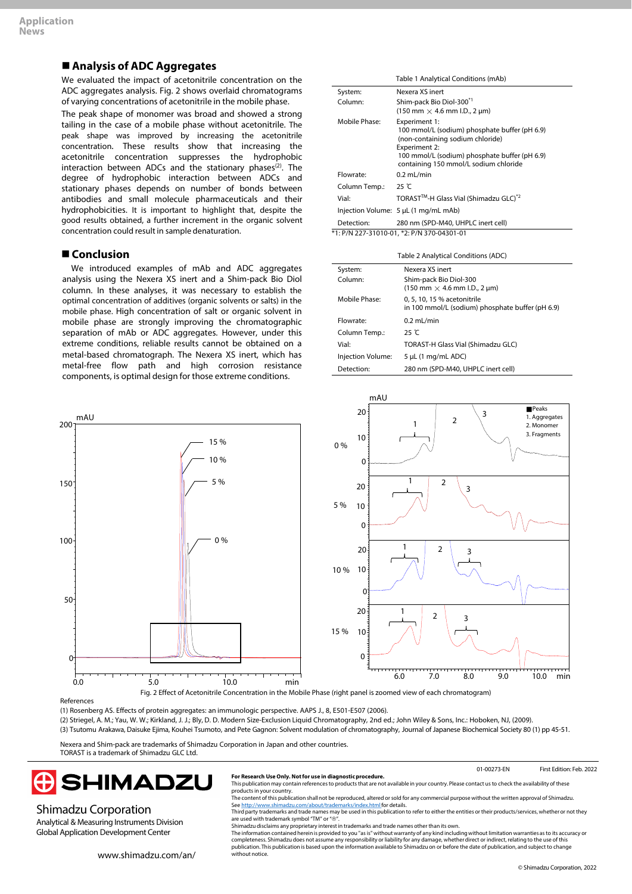## ■ Analysis of ADC Aggregates

We evaluated the impact of acetonitrile concentration on the ADC aggregates analysis. Fig. 2 shows overlaid chromatograms of varying concentrations of acetonitrile in the mobile phase.

The peak shape of monomer was broad and showed a strong tailing in the case of a mobile phase without acetonitrile. The peak shape was improved by increasing the acetonitrile concentration. These results show that increasing the acetonitrile concentration suppresses the hydrophobic interaction between ADCs and the stationary phases[2]. The degree of hydrophobic interaction between ADCs and stationary phases depends on number of bonds between antibodies and small molecule pharmaceuticals and their hydrophobicities. It is important to highlight that, despite the good results obtained, a further increment in the organic solvent concentration could result in sample denaturation.

## ■ Conclusion

We introduced examples of mAb and ADC aggregates analysis using the Nexera XS inert and a Shim-pack Bio Diol column. In these analyses, it was necessary to establish the optimal concentration of additives (organic solvents or salts) in the mobile phase. High concentration of salt or organic solvent in mobile phase are strongly improving the chromatographic separation of mAb or ADC aggregates. However, under this extreme conditions, reliable results cannot be obtained on a metal-based chromatograph. The Nexera XS inert, which has metal-free flow path and high corrosion resistance components, is optimal design for those extreme conditions.

Table 1 Analytical Conditions (mAb)

| | |
|---|---|
| System: | Nexera XS inert |
| Column: | Shim-pack Bio Diol-300*1 (150 mm × 4.6 mm I.D., 2 µm) |
| Mobile Phase: | Experiment 1: 100 mmol/L (sodium) phosphate buffer (pH 6.9) (non-containing sodium chloride) Experiment 2: 100 mmol/L (sodium) phosphate buffer (pH 6.9) containing 150 mmol/L sodium chloride |
| Flowrate: | 0.2 mL/min |
| Column Temp.: | 25 ℃ |
| Vial: | TORAST™-H Glass Vial (Shimadzu GLC)*2 |
| Injection Volume: | 5 µL (1 mg/mL mAb) |
| Detection: | 280 nm (SPD-M40, UHPLC inert cell) |

*1: P/N 227-31010-01, *2: P/N 370-04301-01

Table 2 Analytical Conditions (ADC)

| | |
|---|---|
| System: | Nexera XS inert |
| Column: | Shim-pack Bio Diol-300 (150 mm × 4.6 mm I.D., 2 µm) |
| Mobile Phase: | 0, 5, 10, 15 % acetonitrile in 100 mmol/L (sodium) phosphate buffer (pH 6.9) |
| Flowrate: | 0.2 mL/min |
| Column Temp.: | 25 ℃ |
| Vial: | TORAST-H Glass Vial (Shimadzu GLC) |
| Injection Volume: | 5 µL (1 mg/mL ADC) |
| Detection: | 280 nm (SPD-M40, UHPLC inert cell) |

mAU
200
150
100
50
0
0.0 5.0 10.0 min
15 %
10 %
5 %
0 %

mAU
0 % 5 % 10 % 15 %
20 10 0
6.0 7.0 8.0 9.0 10.0 min
1 2 3
■Peaks
1. Aggregates
2. Monomer
3. Fragments

Fig. 2 Effect of Acetonitrile Concentration in the Mobile Phase (right panel is zoomed view of each chromatogram)

References

(1) Rosenberg AS. Effects of protein aggregates: an immunologic perspective. AAPS J., 8, E501-E507 (2006).
(2) Striegel, A. M.; Yau, W. W.; Kirkland, J. J.; Bly, D. D. Modern Size-Exclusion Liquid Chromatography, 2nd ed.; John Wiley & Sons, Inc.: Hoboken, NJ, (2009).
(3) Tsutomu Arakawa, Daisuke Ejima, Kouhei Tsumoto, and Pete Gagnon: Solvent modulation of chromatography, Journal of Japanese Biochemical Society 80 (1) pp 45-51.

Nexera and Shim-pack are trademarks of Shimadzu Corporation in Japan and other countries.
TORAST is a trademark of Shimadzu GLC Ltd.

SHIMADZU

Shimadzu Corporation
Analytical & Measuring Instruments Division
Global Application Development Center

www.shimadzu.com/an/

01-00273-EN First Edition: Feb. 2022

**For Research Use Only. Not for use in diagnostic procedure.**
This publication may contain references to products that are not available in your country. Please contact us to check the availability of these products in your country.
The content of this publication shall not be reproduced, altered or sold for any commercial purpose without the written approval of Shimadzu.
See http://www.shimadzu.com/about/trademarks/index.html for details.
Third party trademarks and trade names may be used in this publication to refer to either the entities or their products/services, whether or not they are used with trademark symbol "TM" or "®".
Shimadzu disclaims any proprietary interest in trademarks and trade names other than its own.
The information contained herein is provided to you "as is" without warranty of any kind including without limitation warranties as to its accuracy or completeness. Shimadzu does not assume any responsibility or liability for any damage, whether direct or indirect, relating to the use of this publication. This publication is based upon the information available to Shimadzu on or before the date of publication, and subject to change without notice.

© Shimadzu Corporation, 2022